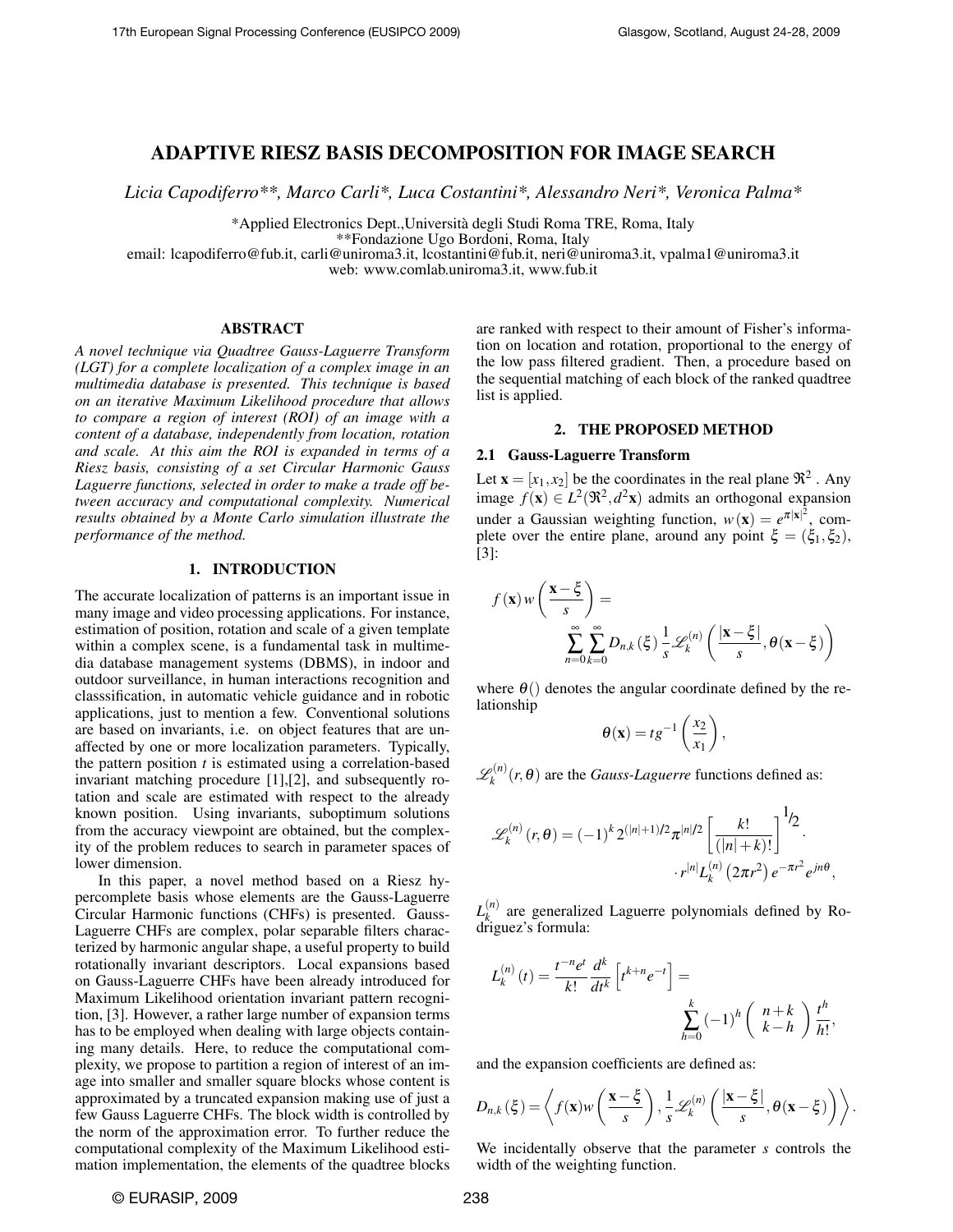# ADAPTIVE RIESZ BASIS DECOMPOSITION FOR IMAGE SEARCH

*Licia Capodiferro\*\*, Marco Carli\*, Luca Costantini\*, Alessandro Neri\*, Veronica Palma\**

\*Applied Electronics Dept.,Università degli Studi Roma TRE, Roma, Italy
\*\*Fondazione Ugo Bordoni, Roma, Italy
email: lcapodiferro@fub.it, carli@uniroma3.it, lcostantini@fub.it, neri@uniroma3.it, vpalma1@uniroma3.it
web: www.comlab.uniroma3.it, www.fub.it

## ABSTRACT

*A novel technique via Quadtree Gauss-Laguerre Transform (LGT) for a complete localization of a complex image in an multimedia database is presented. This technique is based on an iterative Maximum Likelihood procedure that allows to compare a region of interest (ROI) of an image with a content of a database, independently from location, rotation and scale. At this aim the ROI is expanded in terms of a Riesz basis, consisting of a set Circular Harmonic Gauss Laguerre functions, selected in order to make a trade off between accuracy and computational complexity. Numerical results obtained by a Monte Carlo simulation illustrate the performance of the method.*

## 1. INTRODUCTION

The accurate localization of patterns is an important issue in many image and video processing applications. For instance, estimation of position, rotation and scale of a given template within a complex scene, is a fundamental task in multimedia database management systems (DBMS), in indoor and outdoor surveillance, in human interactions recognition and classsification, in automatic vehicle guidance and in robotic applications, just to mention a few. Conventional solutions are based on invariants, i.e. on object features that are unaffected by one or more localization parameters. Typically, the pattern position $t$ is estimated using a correlation-based invariant matching procedure [1],[2], and subsequently rotation and scale are estimated with respect to the already known position. Using invariants, suboptimum solutions from the accuracy viewpoint are obtained, but the complexity of the problem reduces to search in parameter spaces of lower dimension.

In this paper, a novel method based on a Riesz hypercomplete basis whose elements are the Gauss-Laguerre Circular Harmonic functions (CHFs) is presented. Gauss-Laguerre CHFs are complex, polar separable filters characterized by harmonic angular shape, a useful property to build rotationally invariant descriptors. Local expansions based on Gauss-Laguerre CHFs have been already introduced for Maximum Likelihood orientation invariant pattern recognition, [3]. However, a rather large number of expansion terms has to be employed when dealing with large objects containing many details. Here, to reduce the computational complexity, we propose to partition a region of interest of an image into smaller and smaller square blocks whose content is approximated by a truncated expansion making use of just a few Gauss Laguerre CHFs. The block width is controlled by the norm of the approximation error. To further reduce the computational complexity of the Maximum Likelihood estimation implementation, the elements of the quadtree blocks are ranked with respect to their amount of Fisher's information on location and rotation, proportional to the energy of the low pass filtered gradient. Then, a procedure based on the sequential matching of each block of the ranked quadtree list is applied.

## 2. THE PROPOSED METHOD

### 2.1 Gauss-Laguerre Transform

Let $\mathbf{x} = [x_1, x_2]$ be the coordinates in the real plane $\Re^2$ . Any image $f(\mathbf{x}) \in L^2(\Re^2, d^2\mathbf{x})$ admits an orthogonal expansion under a Gaussian weighting function, $w(\mathbf{x}) = e^{\pi|\mathbf{x}|^2}$, complete over the entire plane, around any point $\xi = (\xi_1, \xi_2)$, [3]:

$$f(\mathbf{x})\, w\left(\frac{\mathbf{x}-\xi}{s}\right) = \sum_{n=0}^{\infty}\sum_{k=0}^{\infty} D_{n,k}(\xi)\, \frac{1}{s}\mathscr{L}_k^{(n)}\left(\frac{|\mathbf{x}-\xi|}{s}, \theta(\mathbf{x}-\xi)\right)$$

where $\theta()$ denotes the angular coordinate defined by the relationship

$$\theta(\mathbf{x}) = tg^{-1}\left(\frac{x_2}{x_1}\right),$$

$\mathscr{L}_k^{(n)}(r,\theta)$ are the *Gauss-Laguerre* functions defined as:

$$\mathscr{L}_k^{(n)}(r,\theta) = (-1)^k\, 2^{(|n|+1)/2} \pi^{|n|/2} \left[\frac{k!}{(|n|+k)!}\right]^{1/2} \cdot r^{|n|} L_k^{(n)}\left(2\pi r^2\right) e^{-\pi r^2} e^{jn\theta},$$

$L_k^{(n)}$ are generalized Laguerre polynomials defined by Rodriguez's formula:

$$L_k^{(n)}(t) = \frac{t^{-n}e^{t}}{k!}\frac{d^k}{dt^k}\left[t^{k+n}e^{-t}\right] = \sum_{h=0}^{k}(-1)^h \binom{n+k}{k-h}\frac{t^h}{h!},$$

and the expansion coefficients are defined as:

$$D_{n,k}(\xi) = \left\langle f(\mathbf{x}) w\left(\frac{\mathbf{x}-\xi}{s}\right), \frac{1}{s}\mathscr{L}_k^{(n)}\left(\frac{|\mathbf{x}-\xi|}{s}, \theta(\mathbf{x}-\xi)\right)\right\rangle.$$

We incidentally observe that the parameter $s$ controls the width of the weighting function.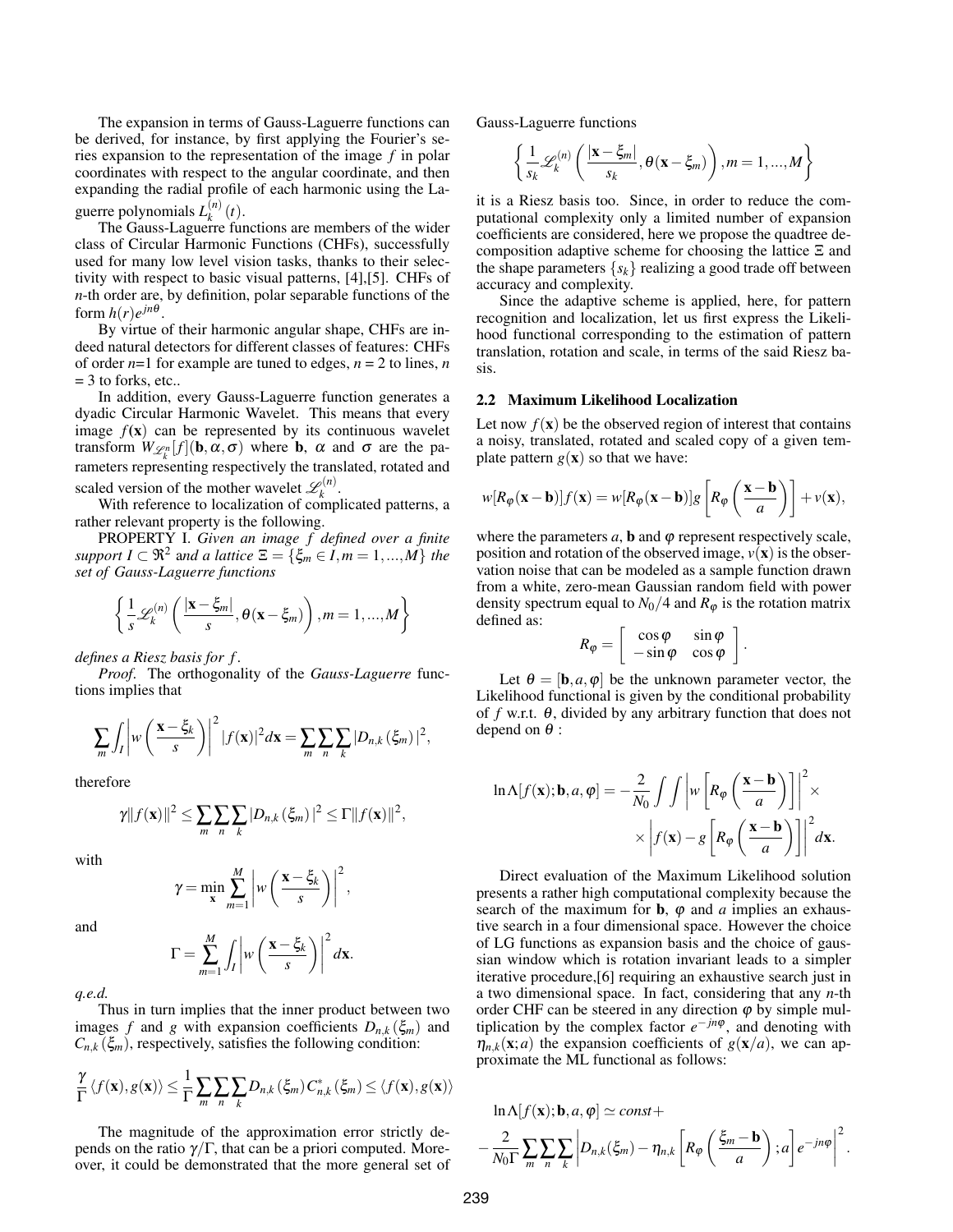The expansion in terms of Gauss-Laguerre functions can be derived, for instance, by first applying the Fourier's series expansion to the representation of the image $f$ in polar coordinates with respect to the angular coordinate, and then expanding the radial profile of each harmonic using the Laguerre polynomials $L_k^{(n)}(t)$.

The Gauss-Laguerre functions are members of the wider class of Circular Harmonic Functions (CHFs), successfully used for many low level vision tasks, thanks to their selectivity with respect to basic visual patterns, [4],[5]. CHFs of $n$-th order are, by definition, polar separable functions of the form $h(r)e^{jn\theta}$.

By virtue of their harmonic angular shape, CHFs are indeed natural detectors for different classes of features: CHFs of order $n$=1 for example are tuned to edges, $n$ = 2 to lines, $n$ = 3 to forks, etc..

In addition, every Gauss-Laguerre function generates a dyadic Circular Harmonic Wavelet. This means that every image $f(\mathbf{x})$ can be represented by its continuous wavelet transform $W_{\mathscr{L}_k^n}[f](\mathbf{b},\alpha,\sigma)$ where $\mathbf{b}$, $\alpha$ and $\sigma$ are the parameters representing respectively the translated, rotated and scaled version of the mother wavelet $\mathscr{L}_k^{(n)}$.

With reference to localization of complicated patterns, a rather relevant property is the following.

PROPERTY I. *Given an image $f$ defined over a finite support $I \subset \Re^2$ and a lattice $\Xi = \{\xi_m \in I, m = 1,...,M\}$ the set of Gauss-Laguerre functions*

$$\left\{ \frac{1}{s}\mathscr{L}_k^{(n)}\left(\frac{|\mathbf{x}-\xi_m|}{s}, \theta(\mathbf{x}-\xi_m)\right), m = 1,...,M \right\}$$

*defines a Riesz basis for $f$.*

*Proof*. The orthogonality of the *Gauss-Laguerre* functions implies that

$$\sum_m \int_I \left| w\left(\frac{\mathbf{x}-\xi_k}{s}\right)\right|^2 |f(\mathbf{x})|^2 d\mathbf{x} = \sum_m \sum_n \sum_k |D_{n,k}(\xi_m)|^2,$$

therefore

$$\gamma \|f(\mathbf{x})\|^2 \leq \sum_m \sum_n \sum_k |D_{n,k}(\xi_m)|^2 \leq \Gamma \|f(\mathbf{x})\|^2,$$

with

$$\gamma = \min_{\mathbf{x}} \sum_{m=1}^{M} \left| w\left(\frac{\mathbf{x}-\xi_k}{s}\right)\right|^2,$$

and

$$\Gamma = \sum_{m=1}^{M} \int_I \left| w\left(\frac{\mathbf{x}-\xi_k}{s}\right)\right|^2 d\mathbf{x}.$$

*q.e.d.*

Thus in turn implies that the inner product between two images $f$ and $g$ with expansion coefficients $D_{n,k}(\xi_m)$ and $C_{n,k}(\xi_m)$, respectively, satisfies the following condition:

$$\frac{\gamma}{\Gamma}\langle f(\mathbf{x}), g(\mathbf{x})\rangle \leq \frac{1}{\Gamma}\sum_m \sum_n \sum_k D_{n,k}(\xi_m) C^*_{n,k}(\xi_m) \leq \langle f(\mathbf{x}), g(\mathbf{x})\rangle$$

The magnitude of the approximation error strictly depends on the ratio $\gamma/\Gamma$, that can be a priori computed. Moreover, it could be demonstrated that the more general set of Gauss-Laguerre functions

$$\left\{ \frac{1}{s_k}\mathscr{L}_k^{(n)}\left(\frac{|\mathbf{x}-\xi_m|}{s_k}, \theta(\mathbf{x}-\xi_m)\right), m = 1,...,M \right\}$$

it is a Riesz basis too. Since, in order to reduce the computational complexity only a limited number of expansion coefficients are considered, here we propose the quadtree decomposition adaptive scheme for choosing the lattice $\Xi$ and the shape parameters $\{s_k\}$ realizing a good trade off between accuracy and complexity.

Since the adaptive scheme is applied, here, for pattern recognition and localization, let us first express the Likelihood functional corresponding to the estimation of pattern translation, rotation and scale, in terms of the said Riesz basis.

### 2.2 Maximum Likelihood Localization

Let now $f(\mathbf{x})$ be the observed region of interest that contains a noisy, translated, rotated and scaled copy of a given template pattern $g(\mathbf{x})$ so that we have:

$$w[R_\varphi(\mathbf{x}-\mathbf{b})]f(\mathbf{x}) = w[R_\varphi(\mathbf{x}-\mathbf{b})]g\left[R_\varphi\left(\frac{\mathbf{x}-\mathbf{b}}{a}\right)\right] + v(\mathbf{x}),$$

where the parameters $a$, $\mathbf{b}$ and $\varphi$ represent respectively scale, position and rotation of the observed image, $v(\mathbf{x})$ is the observation noise that can be modeled as a sample function drawn from a white, zero-mean Gaussian random field with power density spectrum equal to $N_0/4$ and $R_\varphi$ is the rotation matrix defined as:

$$R_\varphi = \begin{bmatrix} \cos\varphi & \sin\varphi \\ -\sin\varphi & \cos\varphi \end{bmatrix}.$$

Let $\theta = [\mathbf{b}, a, \varphi]$ be the unknown parameter vector, the Likelihood functional is given by the conditional probability of $f$ w.r.t. $\theta$, divided by any arbitrary function that does not depend on $\theta$ :

$$\ln\Lambda[f(\mathbf{x});\mathbf{b},a,\varphi] = -\frac{2}{N_0}\int\int \left| w\left[R_\varphi\left(\frac{\mathbf{x}-\mathbf{b}}{a}\right)\right]\right|^2 \times \times \left| f(\mathbf{x}) - g\left[R_\varphi\left(\frac{\mathbf{x}-\mathbf{b}}{a}\right)\right]\right|^2 d\mathbf{x}.$$

Direct evaluation of the Maximum Likelihood solution presents a rather high computational complexity because the search of the maximum for $\mathbf{b}$, $\varphi$ and $a$ implies an exhaustive search in a four dimensional space. However the choice of LG functions as expansion basis and the choice of gaussian window which is rotation invariant leads to a simpler iterative procedure,[6] requiring an exhaustive search just in a two dimensional space. In fact, considering that any $n$-th order CHF can be steered in any direction $\varphi$ by simple multiplication by the complex factor $e^{-jn\varphi}$, and denoting with $\eta_{n,k}(\mathbf{x};a)$ the expansion coefficients of $g(\mathbf{x}/a)$, we can approximate the ML functional as follows:

$$\ln\Lambda[f(\mathbf{x});\mathbf{b},a,\varphi] \simeq const + -\frac{2}{N_0\Gamma}\sum_m \sum_n \sum_k \left| D_{n,k}(\xi_m) - \eta_{n,k}\left[R_\varphi\left(\frac{\xi_m-\mathbf{b}}{a}\right);a\right]e^{-jn\varphi}\right|^2.$$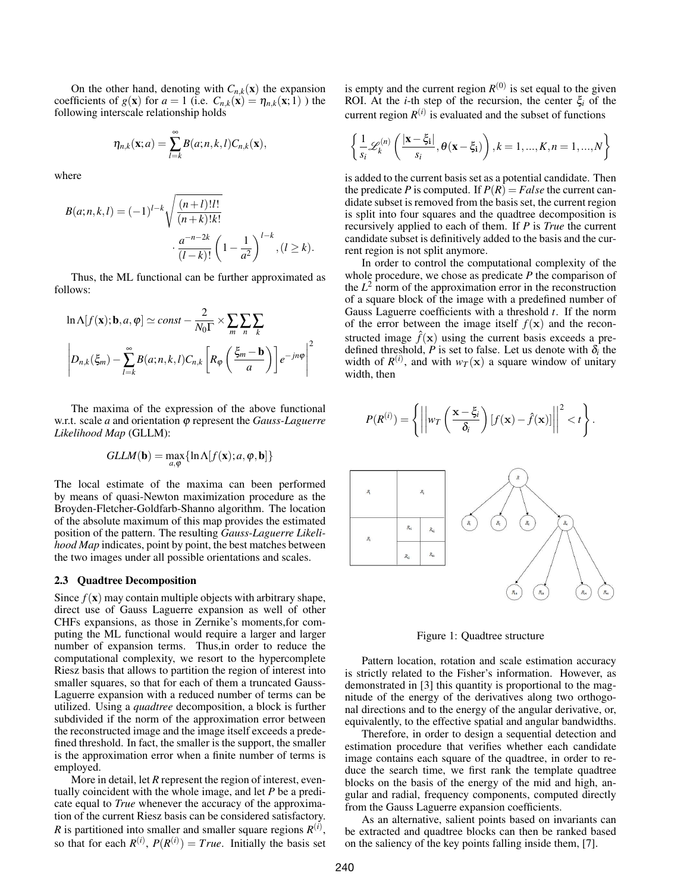On the other hand, denoting with $C_{n,k}(\mathbf{x})$ the expansion coefficients of $g(\mathbf{x})$ for $a = 1$ (i.e. $C_{n,k}(\mathbf{x}) = \eta_{n,k}(\mathbf{x};1)$ ) the following interscale relationship holds

$$\eta_{n,k}(\mathbf{x};a) = \sum_{l=k}^{\infty} B(a;n,k,l)C_{n,k}(\mathbf{x}),$$

where

$$B(a;n,k,l) = (-1)^{l-k}\sqrt{\frac{(n+l)!l!}{(n+k)!k!}} \cdot \frac{a^{-n-2k}}{(l-k)!}\left(1-\frac{1}{a^2}\right)^{l-k}, (l \geq k).$$

Thus, the ML functional can be further approximated as follows:

$$\ln\Lambda[f(\mathbf{x});\mathbf{b},a,\varphi] \simeq const - \frac{2}{N_0\Gamma} \times \sum_m \sum_n \sum_k \left| D_{n,k}(\xi_m) - \sum_{l=k}^{\infty} B(a;n,k,l)C_{n,k}\left[R_\varphi\left(\frac{\xi_m - \mathbf{b}}{a}\right)\right] e^{-jn\varphi} \right|^2$$

The maxima of the expression of the above functional w.r.t. scale $a$ and orientation $\varphi$ represent the *Gauss-Laguerre Likelihood Map* (GLLM):

$$GLLM(\mathbf{b}) = \max_{a,\varphi}\{\ln\Lambda[f(\mathbf{x});a,\varphi,\mathbf{b}]\}$$

The local estimate of the maxima can been performed by means of quasi-Newton maximization procedure as the Broyden-Fletcher-Goldfarb-Shanno algorithm. The location of the absolute maximum of this map provides the estimated position of the pattern. The resulting *Gauss-Laguerre Likelihood Map* indicates, point by point, the best matches between the two images under all possible orientations and scales.

### 2.3 Quadtree Decomposition

Since $f(\mathbf{x})$ may contain multiple objects with arbitrary shape, direct use of Gauss Laguerre expansion as well of other CHFs expansions, as those in Zernike's moments,for computing the ML functional would require a larger and larger number of expansion terms. Thus,in order to reduce the computational complexity, we resort to the hypercomplete Riesz basis that allows to partition the region of interest into smaller squares, so that for each of them a truncated Gauss-Laguerre expansion with a reduced number of terms can be utilized. Using a *quadtree* decomposition, a block is further subdivided if the norm of the approximation error between the reconstructed image and the image itself exceeds a predefined threshold. In fact, the smaller is the support, the smaller is the approximation error when a finite number of terms is employed.

More in detail, let $R$ represent the region of interest, eventually coincident with the whole image, and let $P$ be a predicate equal to *True* whenever the accuracy of the approximation of the current Riesz basis can be considered satisfactory. $R$ is partitioned into smaller and smaller square regions $R^{(i)}$, so that for each $R^{(i)}$, $P(R^{(i)}) = True$. Initially the basis set is empty and the current region $R^{(0)}$ is set equal to the given ROI. At the $i$-th step of the recursion, the center $\xi_i$ of the current region $R^{(i)}$ is evaluated and the subset of functions

$$\left\{\frac{1}{s_i}\mathscr{L}_k^{(n)}\left(\frac{|\mathbf{x}-\xi_\mathbf{i}|}{s_i}, \theta(\mathbf{x}-\xi_\mathbf{i})\right), k = 1,...,K, n = 1,...,N\right\}$$

is added to the current basis set as a potential candidate. Then the predicate $P$ is computed. If $P(R) = False$ the current candidate subset is removed from the basis set, the current region is split into four squares and the quadtree decomposition is recursively applied to each of them. If $P$ is *True* the current candidate subset is definitively added to the basis and the current region is not split anymore.

In order to control the computational complexity of the whole procedure, we chose as predicate $P$ the comparison of the $L^2$ norm of the approximation error in the reconstruction of a square block of the image with a predefined number of Gauss Laguerre coefficients with a threshold $t$. If the norm of the error between the image itself $f(\mathbf{x})$ and the reconstructed image $\hat{f}(\mathbf{x})$ using the current basis exceeds a predefined threshold, $P$ is set to false. Let us denote with $\delta_i$ the width of $R^{(i)}$, and with $w_T(\mathbf{x})$ a square window of unitary width, then

$$P(R^{(i)}) = \left\{ \left|\left| w_T\left(\frac{\mathbf{x}-\xi_i}{\delta_i}\right)[f(\mathbf{x}) - \hat{f}(\mathbf{x})] \right|\right|^2 < t \right\}.$$

Figure 1: Quadtree structure

Pattern location, rotation and scale estimation accuracy is strictly related to the Fisher's information. However, as demonstrated in [3] this quantity is proportional to the magnitude of the energy of the derivatives along two orthogonal directions and to the energy of the angular derivative, or, equivalently, to the effective spatial and angular bandwidths.

Therefore, in order to design a sequential detection and estimation procedure that verifies whether each candidate image contains each square of the quadtree, in order to reduce the search time, we first rank the template quadtree blocks on the basis of the energy of the mid and high, angular and radial, frequency components, computed directly from the Gauss Laguerre expansion coefficients.

As an alternative, salient points based on invariants can be extracted and quadtree blocks can then be ranked based on the saliency of the key points falling inside them, [7].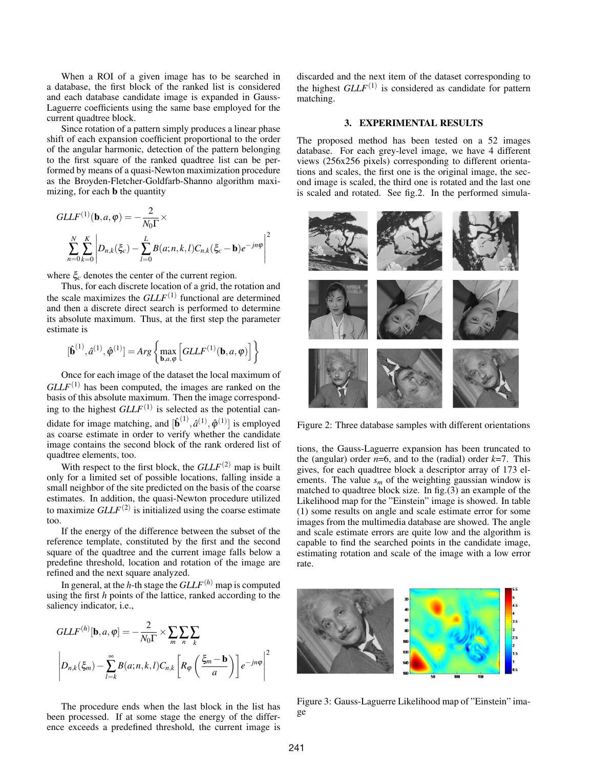When a ROI of a given image has to be searched in a database, the first block of the ranked list is considered and each database candidate image is expanded in Gauss-Laguerre coefficients using the same base employed for the current quadtree block.

Since rotation of a pattern simply produces a linear phase shift of each expansion coefficient proportional to the order of the angular harmonic, detection of the pattern belonging to the first square of the ranked quadtree list can be performed by means of a quasi-Newton maximization procedure as the Broyden-Fletcher-Goldfarb-Shanno algorithm maximizing, for each **b** the quantity

$$GLLF^{(1)}(\mathbf{b},a,\varphi) = -\frac{2}{N_0\Gamma}\times \sum_{n=0}^{N}\sum_{k=0}^{K}\left|D_{n,k}(\xi_c) - \sum_{l=0}^{L} B(a;n,k,l)C_{n,k}(\xi_c - \mathbf{b})e^{-jn\varphi}\right|^2$$

where $\xi_c$ denotes the center of the current region.

Thus, for each discrete location of a grid, the rotation and the scale maximizes the $GLLF^{(1)}$ functional are determined and then a discrete direct search is performed to determine its absolute maximum. Thus, at the first step the parameter estimate is

$$[\hat{\mathbf{b}}^{(1)}, \hat{a}^{(1)}, \hat{\varphi}^{(1)}] = Arg\left\{\max_{\mathbf{b},a,\varphi}\left[GLLF^{(1)}(\mathbf{b},a,\varphi)\right]\right\}$$

Once for each image of the dataset the local maximum of $GLLF^{(1)}$ has been computed, the images are ranked on the basis of this absolute maximum. Then the image corresponding to the highest $GLLF^{(1)}$ is selected as the potential candidate for image matching, and $[\hat{\mathbf{b}}^{(1)}, \hat{a}^{(1)}, \hat{\varphi}^{(1)}]$ is employed as coarse estimate in order to verify whether the candidate image contains the second block of the rank ordered list of quadtree elements, too.

With respect to the first block, the $GLLF^{(2)}$ map is built only for a limited set of possible locations, falling inside a small neighbor of the site predicted on the basis of the coarse estimates. In addition, the quasi-Newton procedure utilized to maximize $GLLF^{(2)}$ is initialized using the coarse estimate too.

If the energy of the difference between the subset of the reference template, constituted by the first and the second square of the quadtree and the current image falls below a predefine threshold, location and rotation of the image are refined and the next square analyzed.

In general, at the $h$-th stage the $GLLF^{(h)}$ map is computed using the first $h$ points of the lattice, ranked according to the saliency indicator, i.e.,

$$GLLF^{(h)}[\mathbf{b},a,\varphi] = -\frac{2}{N_0\Gamma}\times\sum_{m}\sum_{n}\sum_{k} \left|D_{n,k}(\xi_m) - \sum_{l=k}^{\infty} B(a;n,k,l)C_{n,k}\left[R_\varphi\left(\frac{\xi_m - \mathbf{b}}{a}\right)\right]e^{-jn\varphi}\right|^2$$

The procedure ends when the last block in the list has been processed. If at some stage the energy of the difference exceeds a predefined threshold, the current image is discarded and the next item of the dataset corresponding to the highest $GLLF^{(1)}$ is considered as candidate for pattern matching.

## 3. EXPERIMENTAL RESULTS

The proposed method has been tested on a 52 images database. For each grey-level image, we have 4 different views (256x256 pixels) corresponding to different orientations and scales, the first one is the original image, the second image is scaled, the third one is rotated and the last one is scaled and rotated. See fig.2. In the performed simulations, the Gauss-Laguerre expansion has been truncated to the (angular) order $n$=6, and to the (radial) order $k$=7. This gives, for each quadtree block a descriptor array of 173 elements. The value $s_m$ of the weighting gaussian window is matched to quadtree block size. In fig.(3) an example of the Likelihood map for the "Einstein" image is showed. In table (1) some results on angle and scale estimate error for some images from the multimedia database are showed. The angle and scale estimate errors are quite low and the algorithm is capable to find the searched points in the candidate image, estimating rotation and scale of the image with a low error rate.

Figure 2: Three database samples with different orientations

Figure 3: Gauss-Laguerre Likelihood map of "Einstein" image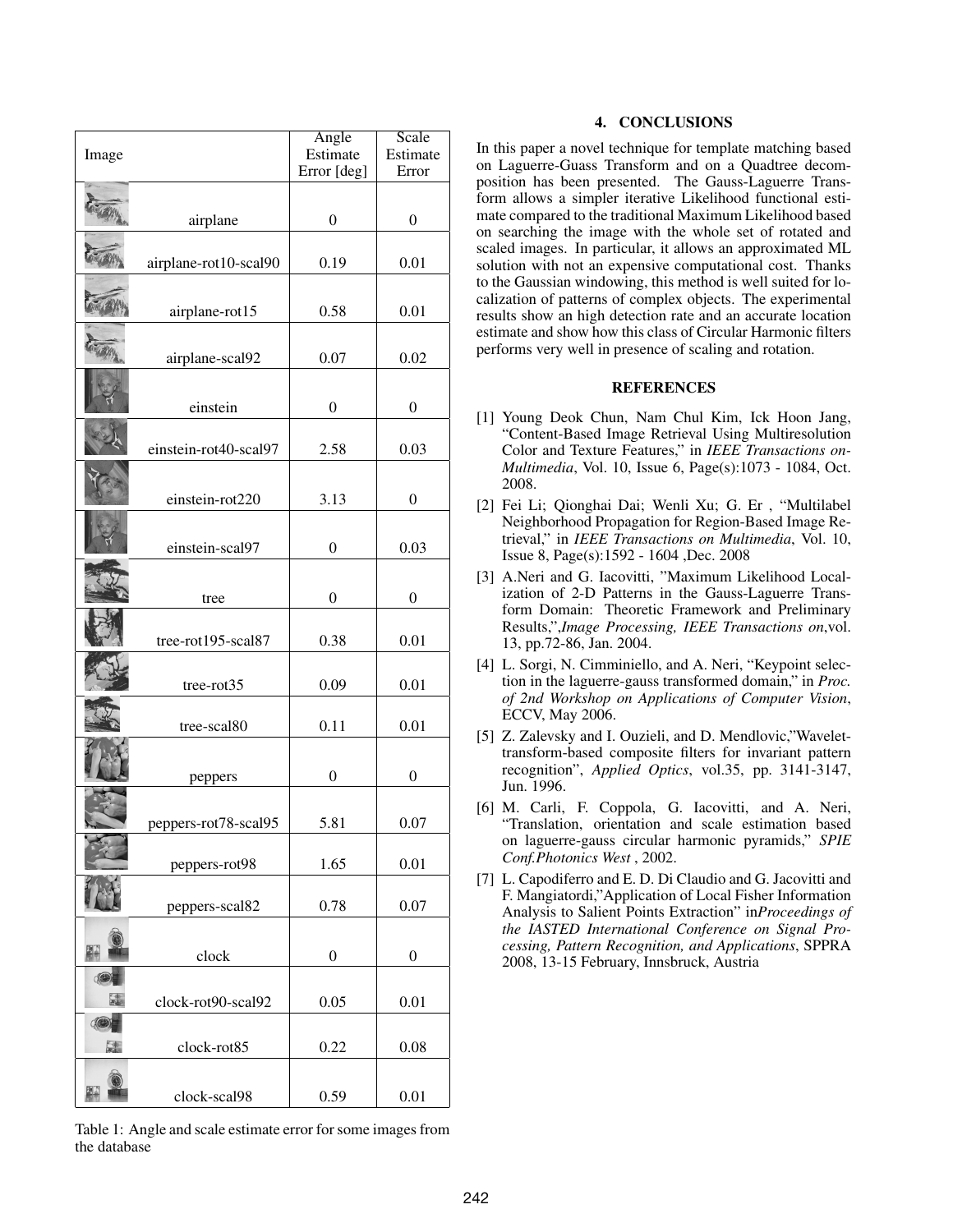| Image | Angle Estimate Error [deg] | Scale Estimate Error |
|---|---|---|
| airplane | 0 | 0 |
| airplane-rot10-scal90 | 0.19 | 0.01 |
| airplane-rot15 | 0.58 | 0.01 |
| airplane-scal92 | 0.07 | 0.02 |
| einstein | 0 | 0 |
| einstein-rot40-scal97 | 2.58 | 0.03 |
| einstein-rot220 | 3.13 | 0 |
| einstein-scal97 | 0 | 0.03 |
| tree | 0 | 0 |
| tree-rot195-scal87 | 0.38 | 0.01 |
| tree-rot35 | 0.09 | 0.01 |
| tree-scal80 | 0.11 | 0.01 |
| peppers | 0 | 0 |
| peppers-rot78-scal95 | 5.81 | 0.07 |
| peppers-rot98 | 1.65 | 0.01 |
| peppers-scal82 | 0.78 | 0.07 |
| clock | 0 | 0 |
| clock-rot90-scal92 | 0.05 | 0.01 |
| clock-rot85 | 0.22 | 0.08 |
| clock-scal98 | 0.59 | 0.01 |

Table 1: Angle and scale estimate error for some images from the database

## 4. CONCLUSIONS

In this paper a novel technique for template matching based on Laguerre-Guass Transform and on a Quadtree decomposition has been presented. The Gauss-Laguerre Transform allows a simpler iterative Likelihood functional estimate compared to the traditional Maximum Likelihood based on searching the image with the whole set of rotated and scaled images. In particular, it allows an approximated ML solution with not an expensive computational cost. Thanks to the Gaussian windowing, this method is well suited for localization of patterns of complex objects. The experimental results show an high detection rate and an accurate location estimate and show how this class of Circular Harmonic filters performs very well in presence of scaling and rotation.

## REFERENCES

[1] Young Deok Chun, Nam Chul Kim, Ick Hoon Jang, "Content-Based Image Retrieval Using Multiresolution Color and Texture Features," in *IEEE Transactions on-Multimedia*, Vol. 10, Issue 6, Page(s):1073 - 1084, Oct. 2008.

[2] Fei Li; Qionghai Dai; Wenli Xu; G. Er , "Multilabel Neighborhood Propagation for Region-Based Image Retrieval," in *IEEE Transactions on Multimedia*, Vol. 10, Issue 8, Page(s):1592 - 1604 ,Dec. 2008

[3] A.Neri and G. Iacovitti, "Maximum Likelihood Localization of 2-D Patterns in the Gauss-Laguerre Transform Domain: Theoretic Framework and Preliminary Results,",*Image Processing, IEEE Transactions on*,vol. 13, pp.72-86, Jan. 2004.

[4] L. Sorgi, N. Cimminiello, and A. Neri, "Keypoint selection in the laguerre-gauss transformed domain," in *Proc. of 2nd Workshop on Applications of Computer Vision*, ECCV, May 2006.

[5] Z. Zalevsky and I. Ouzieli, and D. Mendlovic,"Wavelet-transform-based composite filters for invariant pattern recognition", *Applied Optics*, vol.35, pp. 3141-3147, Jun. 1996.

[6] M. Carli, F. Coppola, G. Iacovitti, and A. Neri, "Translation, orientation and scale estimation based on laguerre-gauss circular harmonic pyramids," *SPIE Conf.Photonics West* , 2002.

[7] L. Capodiferro and E. D. Di Claudio and G. Jacovitti and F. Mangiatordi,"Application of Local Fisher Information Analysis to Salient Points Extraction" in*Proceedings of the IASTED International Conference on Signal Processing, Pattern Recognition, and Applications*, SPPRA 2008, 13-15 February, Innsbruck, Austria